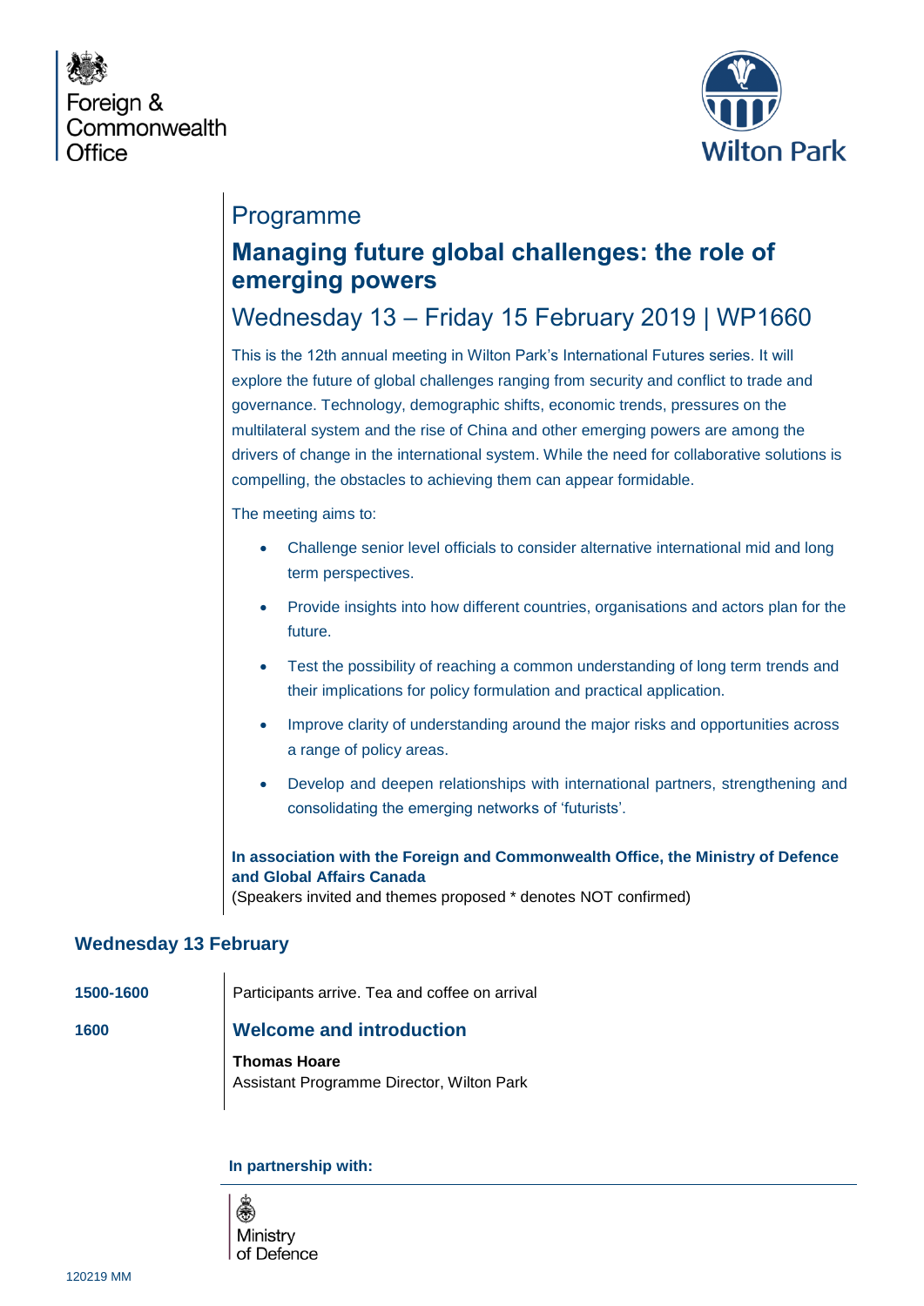Foreign & Commonwealth Office

Wilton Park

# Programme

## Managing future global challenges: the role of emerging powers

### Wednesday 13 – Friday 15 February 2019 | WP1660

This is the 12th annual meeting in Wilton Park's International Futures series. It will explore the future of global challenges ranging from security and conflict to trade and governance. Technology, demographic shifts, economic trends, pressures on the multilateral system and the rise of China and other emerging powers are among the drivers of change in the international system. While the need for collaborative solutions is compelling, the obstacles to achieving them can appear formidable.

The meeting aims to:

- Challenge senior level officials to consider alternative international mid and long term perspectives.
- Provide insights into how different countries, organisations and actors plan for the future.
- Test the possibility of reaching a common understanding of long term trends and their implications for policy formulation and practical application.
- Improve clarity of understanding around the major risks and opportunities across a range of policy areas.
- Develop and deepen relationships with international partners, strengthening and consolidating the emerging networks of 'futurists'.

**In association with the Foreign and Commonwealth Office, the Ministry of Defence and Global Affairs Canada**
(Speakers invited and themes proposed * denotes NOT confirmed)

## Wednesday 13 February

**1500-1600** Participants arrive. Tea and coffee on arrival

**1600** **Welcome and introduction**

**Thomas Hoare**
Assistant Programme Director, Wilton Park

**In partnership with:**

Ministry of Defence

120219 MM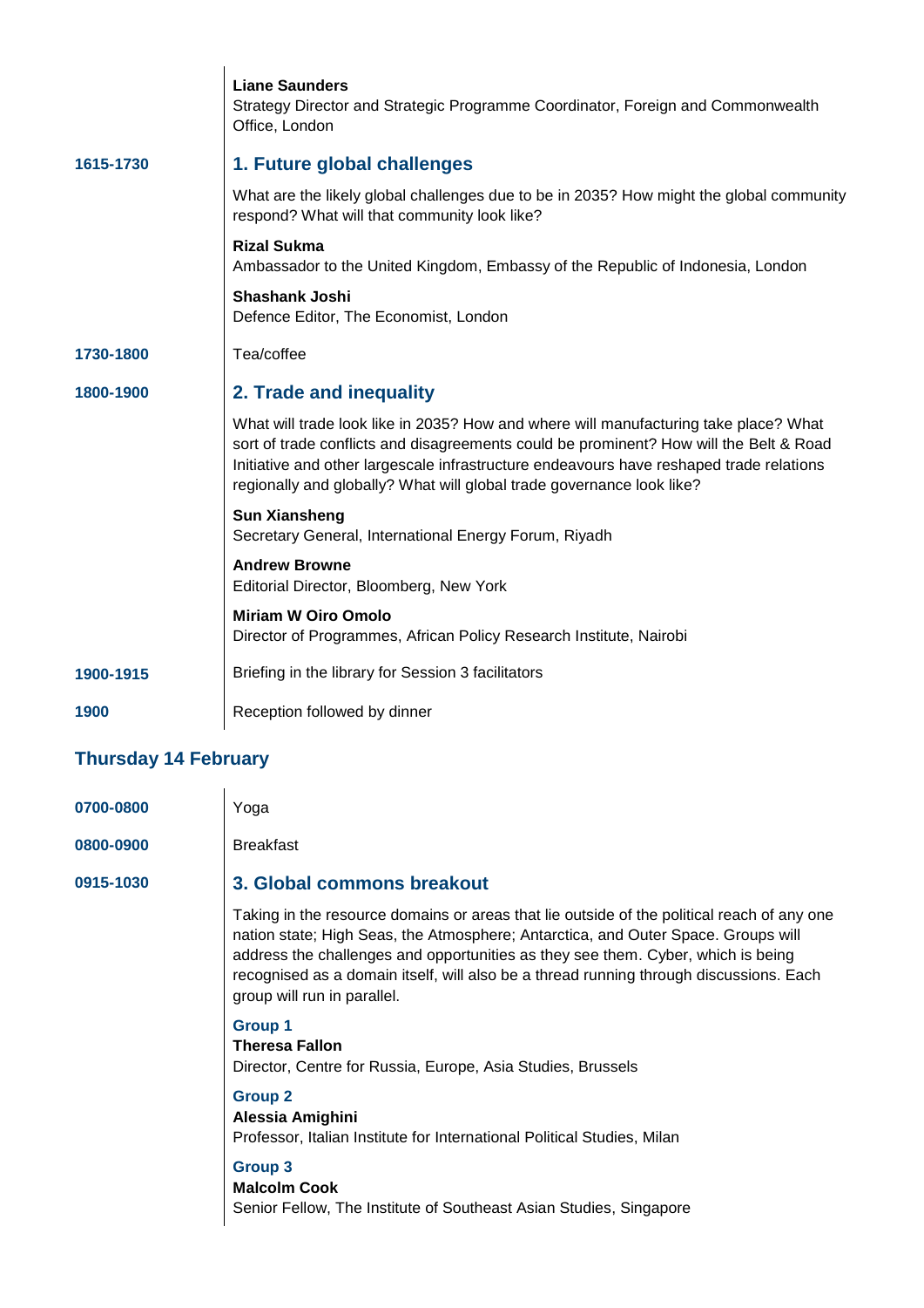| | |
|---|---|
| | **Liane Saunders**<br>Strategy Director and Strategic Programme Coordinator, Foreign and Commonwealth Office, London |
| **1615-1730** | **1. Future global challenges**<br>What are the likely global challenges due to be in 2035? How might the global community respond? What will that community look like?<br>**Rizal Sukma**<br>Ambassador to the United Kingdom, Embassy of the Republic of Indonesia, London<br>**Shashank Joshi**<br>Defence Editor, The Economist, London |
| **1730-1800** | Tea/coffee |
| **1800-1900** | **2. Trade and inequality**<br>What will trade look like in 2035? How and where will manufacturing take place? What sort of trade conflicts and disagreements could be prominent? How will the Belt & Road Initiative and other largescale infrastructure endeavours have reshaped trade relations regionally and globally? What will global trade governance look like?<br>**Sun Xiansheng**<br>Secretary General, International Energy Forum, Riyadh<br>**Andrew Browne**<br>Editorial Director, Bloomberg, New York<br>**Miriam W Oiro Omolo**<br>Director of Programmes, African Policy Research Institute, Nairobi |
| **1900-1915** | Briefing in the library for Session 3 facilitators |
| **1900** | Reception followed by dinner |

## Thursday 14 February

| | |
|---|---|
| **0700-0800** | Yoga |
| **0800-0900** | Breakfast |
| **0915-1030** | **3. Global commons breakout**<br>Taking in the resource domains or areas that lie outside of the political reach of any one nation state; High Seas, the Atmosphere; Antarctica, and Outer Space. Groups will address the challenges and opportunities as they see them. Cyber, which is being recognised as a domain itself, will also be a thread running through discussions. Each group will run in parallel.<br>**Group 1**<br>**Theresa Fallon**<br>Director, Centre for Russia, Europe, Asia Studies, Brussels<br>**Group 2**<br>**Alessia Amighini**<br>Professor, Italian Institute for International Political Studies, Milan<br>**Group 3**<br>**Malcolm Cook**<br>Senior Fellow, The Institute of Southeast Asian Studies, Singapore |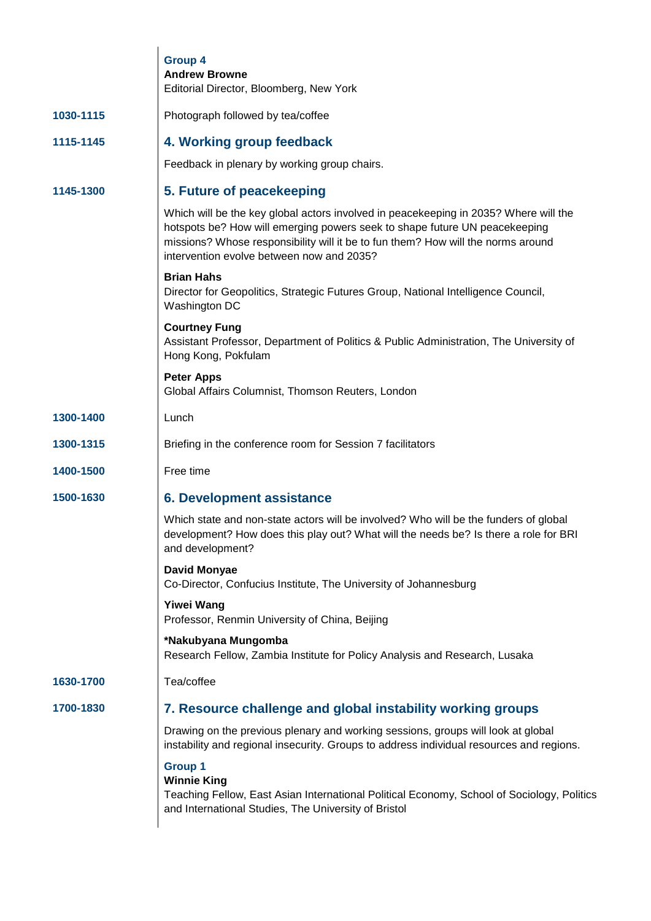**Group 4**
**Andrew Browne**
Editorial Director, Bloomberg, New York

**1030-1115** Photograph followed by tea/coffee

**1115-1145**

## 4. Working group feedback

Feedback in plenary by working group chairs.

**1145-1300**

## 5. Future of peacekeeping

Which will be the key global actors involved in peacekeeping in 2035? Where will the hotspots be? How will emerging powers seek to shape future UN peacekeeping missions? Whose responsibility will it be to fun them? How will the norms around intervention evolve between now and 2035?

**Brian Hahs**
Director for Geopolitics, Strategic Futures Group, National Intelligence Council, Washington DC

**Courtney Fung**
Assistant Professor, Department of Politics & Public Administration, The University of Hong Kong, Pokfulam

**Peter Apps**
Global Affairs Columnist, Thomson Reuters, London

**1300-1400** Lunch

**1300-1315** Briefing in the conference room for Session 7 facilitators

**1400-1500** Free time

**1500-1630**

## 6. Development assistance

Which state and non-state actors will be involved? Who will be the funders of global development? How does this play out? What will the needs be? Is there a role for BRI and development?

**David Monyae**
Co-Director, Confucius Institute, The University of Johannesburg

**Yiwei Wang**
Professor, Renmin University of China, Beijing

***Nakubyana Mungomba**
Research Fellow, Zambia Institute for Policy Analysis and Research, Lusaka

**1630-1700** Tea/coffee

**1700-1830**

## 7. Resource challenge and global instability working groups

Drawing on the previous plenary and working sessions, groups will look at global instability and regional insecurity. Groups to address individual resources and regions.

**Group 1**
**Winnie King**
Teaching Fellow, East Asian International Political Economy, School of Sociology, Politics and International Studies, The University of Bristol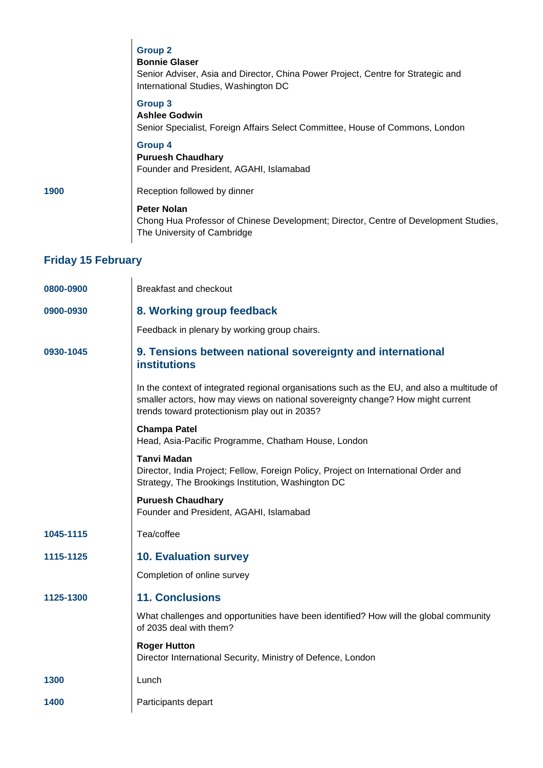**Group 2**
**Bonnie Glaser**
Senior Adviser, Asia and Director, China Power Project, Centre for Strategic and International Studies, Washington DC

**Group 3**
**Ashlee Godwin**
Senior Specialist, Foreign Affairs Select Committee, House of Commons, London

**Group 4**
**Puruesh Chaudhary**
Founder and President, AGAHI, Islamabad

**1900** Reception followed by dinner

**Peter Nolan**
Chong Hua Professor of Chinese Development; Director, Centre of Development Studies, The University of Cambridge

## Friday 15 February

**0800-0900** Breakfast and checkout

**0900-0930**

### 8. Working group feedback

Feedback in plenary by working group chairs.

**0930-1045**

### 9. Tensions between national sovereignty and international institutions

In the context of integrated regional organisations such as the EU, and also a multitude of smaller actors, how may views on national sovereignty change? How might current trends toward protectionism play out in 2035?

**Champa Patel**
Head, Asia-Pacific Programme, Chatham House, London

**Tanvi Madan**
Director, India Project; Fellow, Foreign Policy, Project on International Order and Strategy, The Brookings Institution, Washington DC

**Puruesh Chaudhary**
Founder and President, AGAHI, Islamabad

**1045-1115** Tea/coffee

**1115-1125**

### 10. Evaluation survey

Completion of online survey

**1125-1300**

### 11. Conclusions

What challenges and opportunities have been identified? How will the global community of 2035 deal with them?

**Roger Hutton**
Director International Security, Ministry of Defence, London

**1300** Lunch

**1400** Participants depart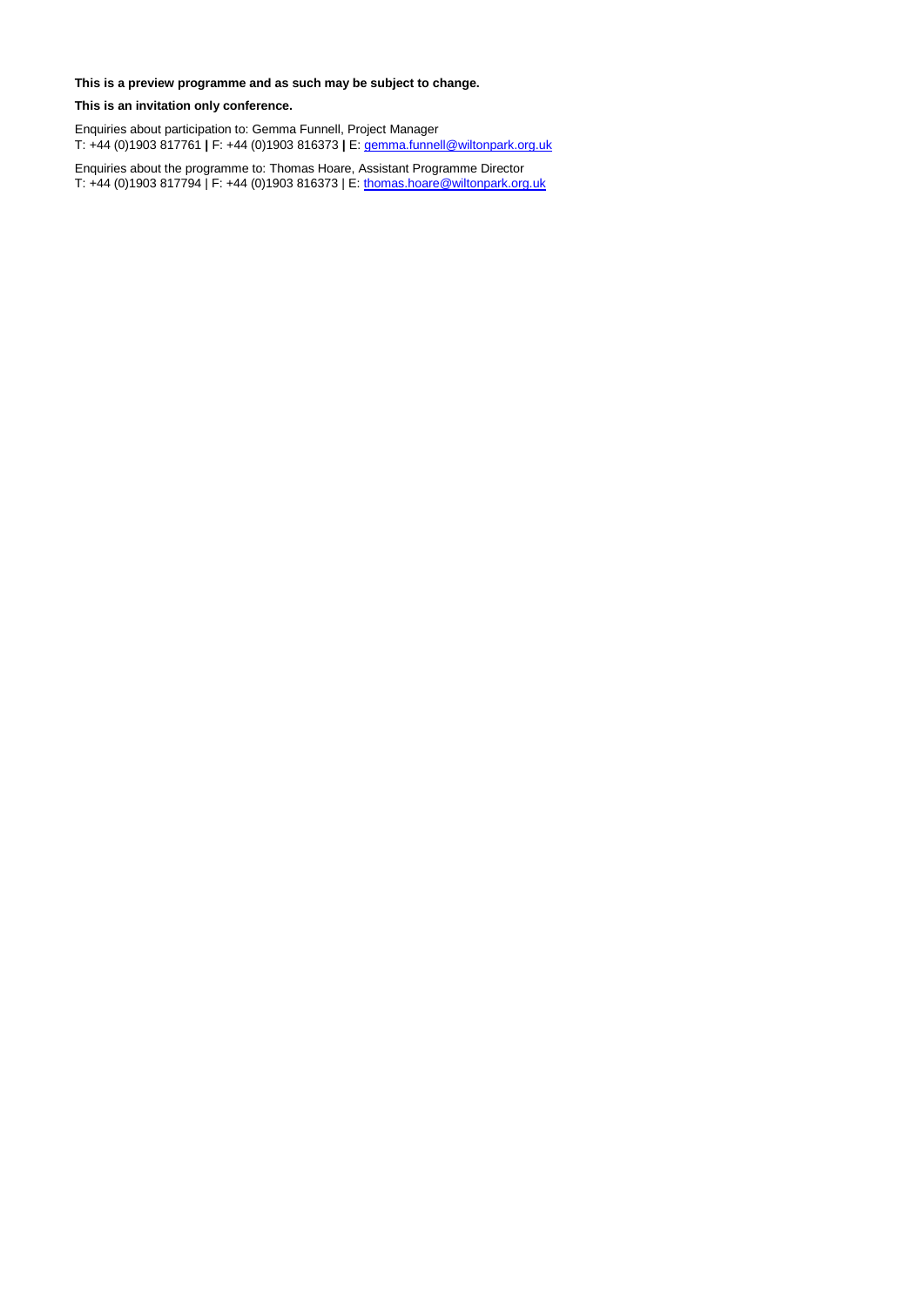**This is a preview programme and as such may be subject to change.**

**This is an invitation only conference.**

Enquiries about participation to: Gemma Funnell, Project Manager
T: +44 (0)1903 817761 **|** F: +44 (0)1903 816373 **|** E: gemma.funnell@wiltonpark.org.uk

Enquiries about the programme to: Thomas Hoare, Assistant Programme Director
T: +44 (0)1903 817794 | F: +44 (0)1903 816373 | E: thomas.hoare@wiltonpark.org.uk